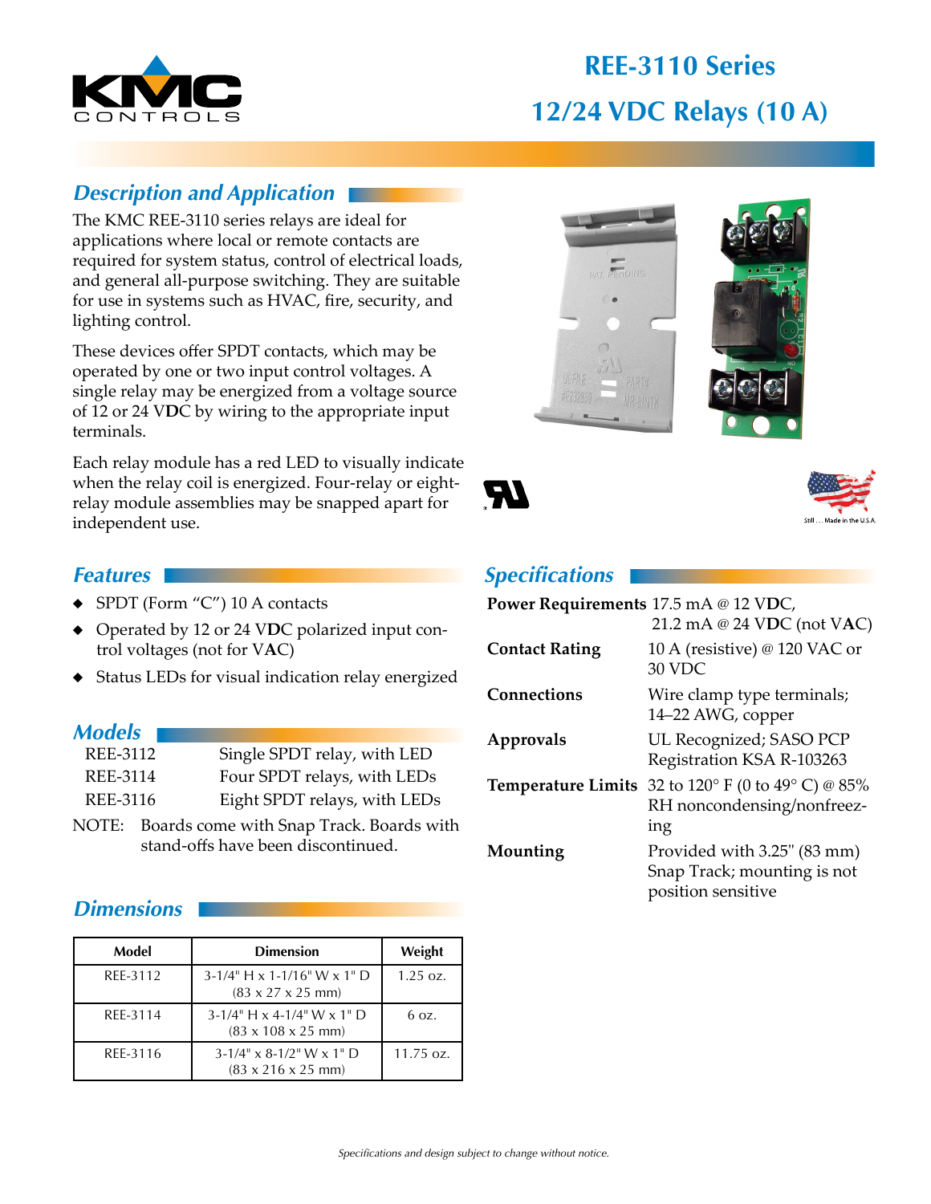# REE-3110 Series

# 12/24 VDC Relays (10 A)

## Description and Application

The KMC REE-3110 series relays are ideal for applications where local or remote contacts are required for system status, control of electrical loads, and general all-purpose switching. They are suitable for use in systems such as HVAC, fire, security, and lighting control.

These devices offer SPDT contacts, which may be operated by one or two input control voltages. A single relay may be energized from a voltage source of 12 or 24 VDC by wiring to the appropriate input terminals.

Each relay module has a red LED to visually indicate when the relay coil is energized. Four-relay or eight-relay module assemblies may be snapped apart for independent use.

Still . . . Made in the U.S.A.

## Features

- SPDT (Form "C") 10 A contacts
- Operated by 12 or 24 VDC polarized input control voltages (not for VAC)
- Status LEDs for visual indication relay energized

## Models

| | |
|---|---|
| REE-3112 | Single SPDT relay, with LED |
| REE-3114 | Four SPDT relays, with LEDs |
| REE-3116 | Eight SPDT relays, with LEDs |

NOTE: Boards come with Snap Track. Boards with stand-offs have been discontinued.

## Dimensions

| Model | Dimension | Weight |
|---|---|---|
| REE-3112 | 3-1/4" H x 1-1/16" W x 1" D (83 x 27 x 25 mm) | 1.25 oz. |
| REE-3114 | 3-1/4" H x 4-1/4" W x 1" D (83 x 108 x 25 mm) | 6 oz. |
| REE-3116 | 3-1/4" x 8-1/2" W x 1" D (83 x 216 x 25 mm) | 11.75 oz. |

## Specifications

| | |
|---|---|
| **Power Requirements** | 17.5 mA @ 12 VDC, 21.2 mA @ 24 VDC (not VAC) |
| **Contact Rating** | 10 A (resistive) @ 120 VAC or 30 VDC |
| **Connections** | Wire clamp type terminals; 14–22 AWG, copper |
| **Approvals** | UL Recognized; SASO PCP Registration KSA R-103263 |
| **Temperature Limits** | 32 to 120° F (0 to 49° C) @ 85% RH noncondensing/nonfreezing |
| **Mounting** | Provided with 3.25" (83 mm) Snap Track; mounting is not position sensitive |

*Specifications and design subject to change without notice.*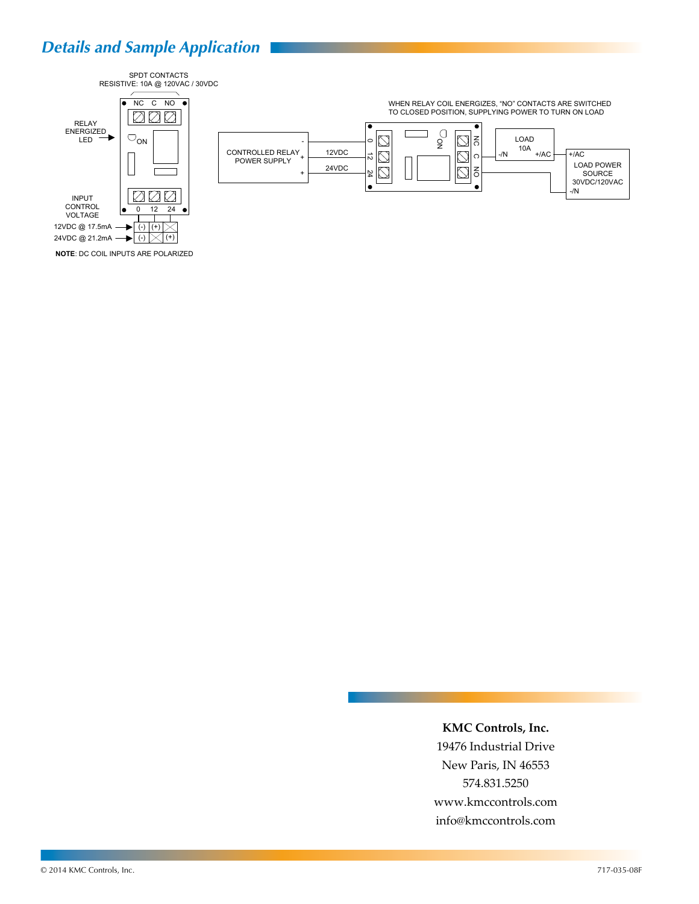## Details and Sample Application

SPDT CONTACTS
RESISTIVE: 10A @ 120VAC / 30VDC

NC C NO

RELAY ENERGIZED LED

ON

INPUT CONTROL VOLTAGE

0 12 24

12VDC @ 17.5mA (-) (+)

24VDC @ 21.2mA (-) (+)

**NOTE**: DC COIL INPUTS ARE POLARIZED

WHEN RELAY COIL ENERGIZES, "NO" CONTACTS ARE SWITCHED TO CLOSED POSITION, SUPPLYING POWER TO TURN ON LOAD

CONTROLLED RELAY POWER SUPPLY

12VDC

24VDC

0 12 24

ON

NC C NO

LOAD 10A -/N +/AC

+/AC LOAD POWER SOURCE 30VDC/120VAC -/N

**KMC Controls, Inc.**
19476 Industrial Drive
New Paris, IN 46553
574.831.5250
www.kmccontrols.com
info@kmccontrols.com

© 2014 KMC Controls, Inc.

717-035-08F